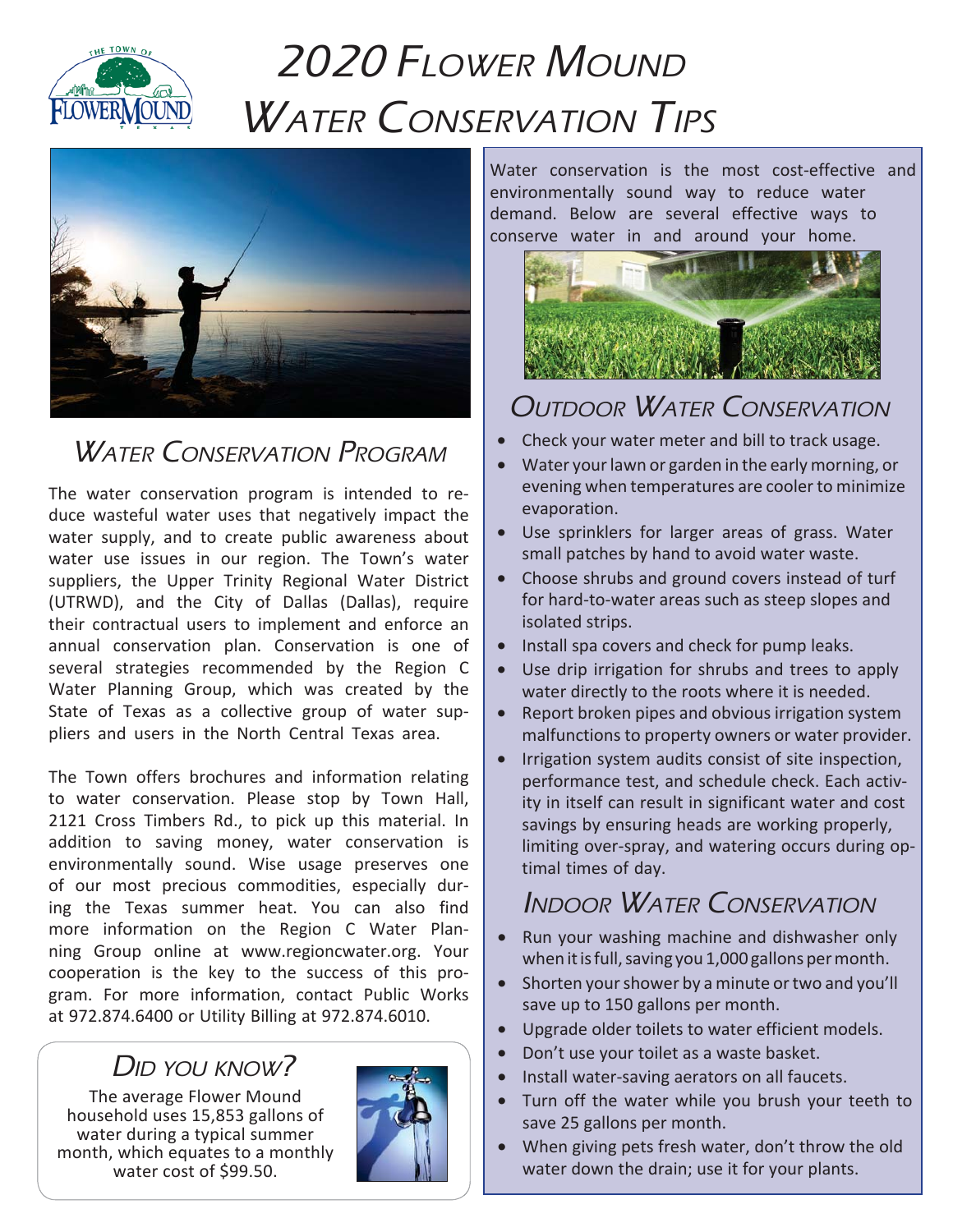# 2020 Flower Mound Water Conservation Tips

## Water Conservation Program

The water conservation program is intended to reduce wasteful water uses that negatively impact the water supply, and to create public awareness about water use issues in our region. The Town's water suppliers, the Upper Trinity Regional Water District (UTRWD), and the City of Dallas (Dallas), require their contractual users to implement and enforce an annual conservation plan. Conservation is one of several strategies recommended by the Region C Water Planning Group, which was created by the State of Texas as a collective group of water suppliers and users in the North Central Texas area.

The Town offers brochures and information relating to water conservation. Please stop by Town Hall, 2121 Cross Timbers Rd., to pick up this material. In addition to saving money, water conservation is environmentally sound. Wise usage preserves one of our most precious commodities, especially during the Texas summer heat. You can also find more information on the Region C Water Planning Group online at www.regioncwater.org. Your cooperation is the key to the success of this program. For more information, contact Public Works at 972.874.6400 or Utility Billing at 972.874.6010.

### Did you know?

The average Flower Mound household uses 15,853 gallons of water during a typical summer month, which equates to a monthly water cost of $99.50.

Water conservation is the most cost-effective and environmentally sound way to reduce water demand. Below are several effective ways to conserve water in and around your home.

## Outdoor Water Conservation

- Check your water meter and bill to track usage.
- Water your lawn or garden in the early morning, or evening when temperatures are cooler to minimize evaporation.
- Use sprinklers for larger areas of grass. Water small patches by hand to avoid water waste.
- Choose shrubs and ground covers instead of turf for hard-to-water areas such as steep slopes and isolated strips.
- Install spa covers and check for pump leaks.
- Use drip irrigation for shrubs and trees to apply water directly to the roots where it is needed.
- Report broken pipes and obvious irrigation system malfunctions to property owners or water provider.
- Irrigation system audits consist of site inspection, performance test, and schedule check. Each activity in itself can result in significant water and cost savings by ensuring heads are working properly, limiting over-spray, and watering occurs during optimal times of day.

## Indoor Water Conservation

- Run your washing machine and dishwasher only when it is full, saving you 1,000 gallons per month.
- Shorten your shower by a minute or two and you'll save up to 150 gallons per month.
- Upgrade older toilets to water efficient models.
- Don't use your toilet as a waste basket.
- Install water-saving aerators on all faucets.
- Turn off the water while you brush your teeth to save 25 gallons per month.
- When giving pets fresh water, don't throw the old water down the drain; use it for your plants.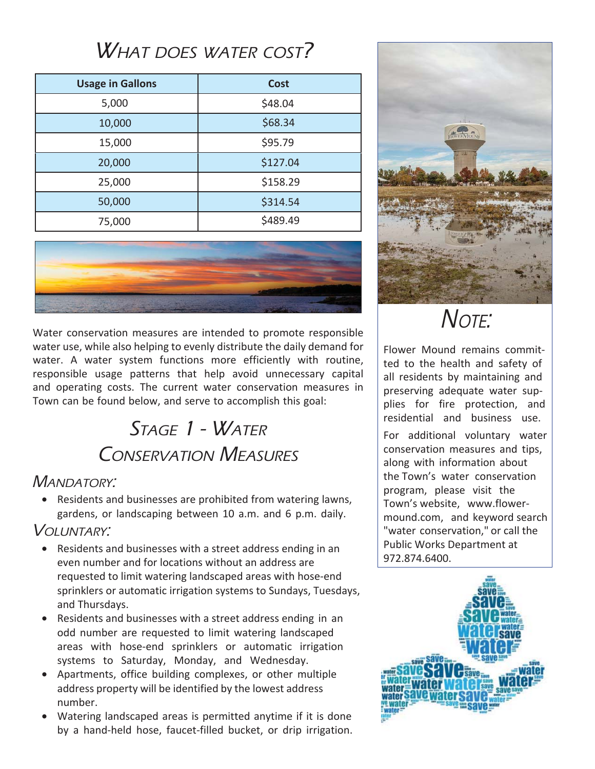# What does water cost?

| Usage in Gallons | Cost |
|---|---|
| 5,000 | $48.04 |
| 10,000 | $68.34 |
| 15,000 | $95.79 |
| 20,000 | $127.04 |
| 25,000 | $158.29 |
| 50,000 | $314.54 |
| 75,000 | $489.49 |

Water conservation measures are intended to promote responsible water use, while also helping to evenly distribute the daily demand for water. A water system functions more efficiently with routine, responsible usage patterns that help avoid unnecessary capital and operating costs. The current water conservation measures in Town can be found below, and serve to accomplish this goal:

## Stage 1 - Water Conservation Measures

### Mandatory:

- Residents and businesses are prohibited from watering lawns, gardens, or landscaping between 10 a.m. and 6 p.m. daily.

### Voluntary:

- Residents and businesses with a street address ending in an even number and for locations without an address are requested to limit watering landscaped areas with hose-end sprinklers or automatic irrigation systems to Sundays, Tuesdays, and Thursdays.
- Residents and businesses with a street address ending in an odd number are requested to limit watering landscaped areas with hose-end sprinklers or automatic irrigation systems to Saturday, Monday, and Wednesday.
- Apartments, office building complexes, or other multiple address property will be identified by the lowest address number.
- Watering landscaped areas is permitted anytime if it is done by a hand-held hose, faucet-filled bucket, or drip irrigation.

## Note:

Flower Mound remains committed to the health and safety of all residents by maintaining and preserving adequate water supplies for fire protection, and residential and business use.

For additional voluntary water conservation measures and tips, along with information about the Town's water conservation program, please visit the Town's website, www.flower-mound.com, and keyword search "water conservation," or call the Public Works Department at 972.874.6400.